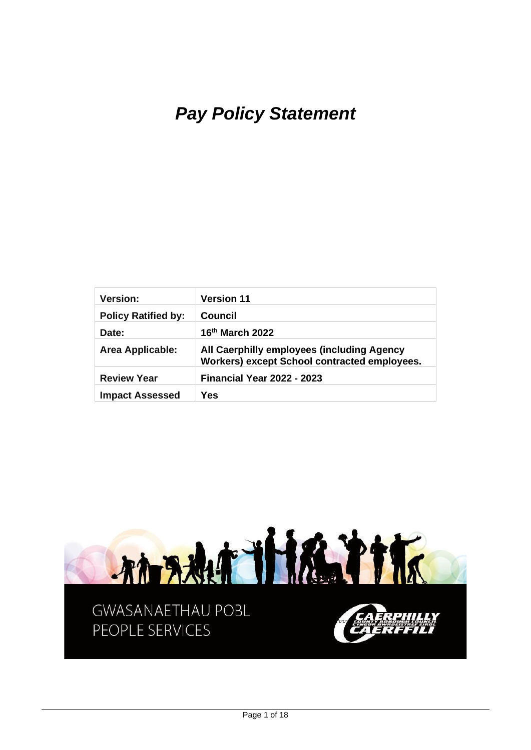# ***Pay Policy Statement***

| Version: | Version 11 |
|---|---|
| Policy Ratified by: | Council |
| Date: | 16th March 2022 |
| Area Applicable: | All Caerphilly employees (including Agency Workers) except School contracted employees. |
| Review Year | Financial Year 2022 - 2023 |
| Impact Assessed | Yes |

GWASANAETHAU POBL
PEOPLE SERVICES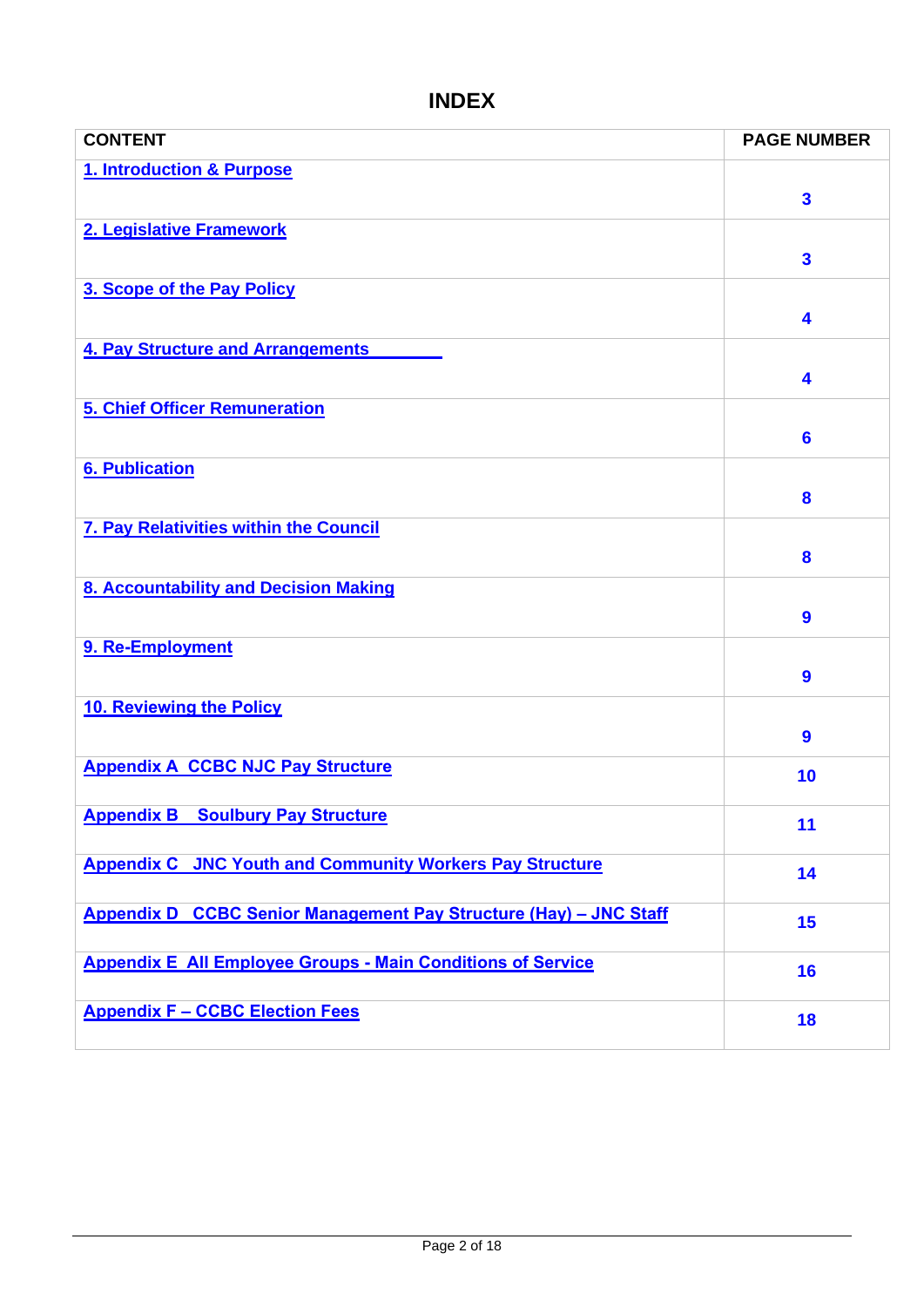# INDEX

| CONTENT | PAGE NUMBER |
|---|---|
| 1. Introduction & Purpose | 3 |
| 2. Legislative Framework | 3 |
| 3. Scope of the Pay Policy | 4 |
| 4. Pay Structure and Arrangements | 4 |
| 5. Chief Officer Remuneration | 6 |
| 6. Publication | 8 |
| 7. Pay Relativities within the Council | 8 |
| 8. Accountability and Decision Making | 9 |
| 9. Re-Employment | 9 |
| 10. Reviewing the Policy | 9 |
| Appendix A  CCBC NJC Pay Structure | 10 |
| Appendix B   Soulbury Pay Structure | 11 |
| Appendix C   JNC Youth and Community Workers Pay Structure | 14 |
| Appendix D   CCBC Senior Management Pay Structure (Hay) – JNC Staff | 15 |
| Appendix E  All Employee Groups - Main Conditions of Service | 16 |
| Appendix F – CCBC Election Fees | 18 |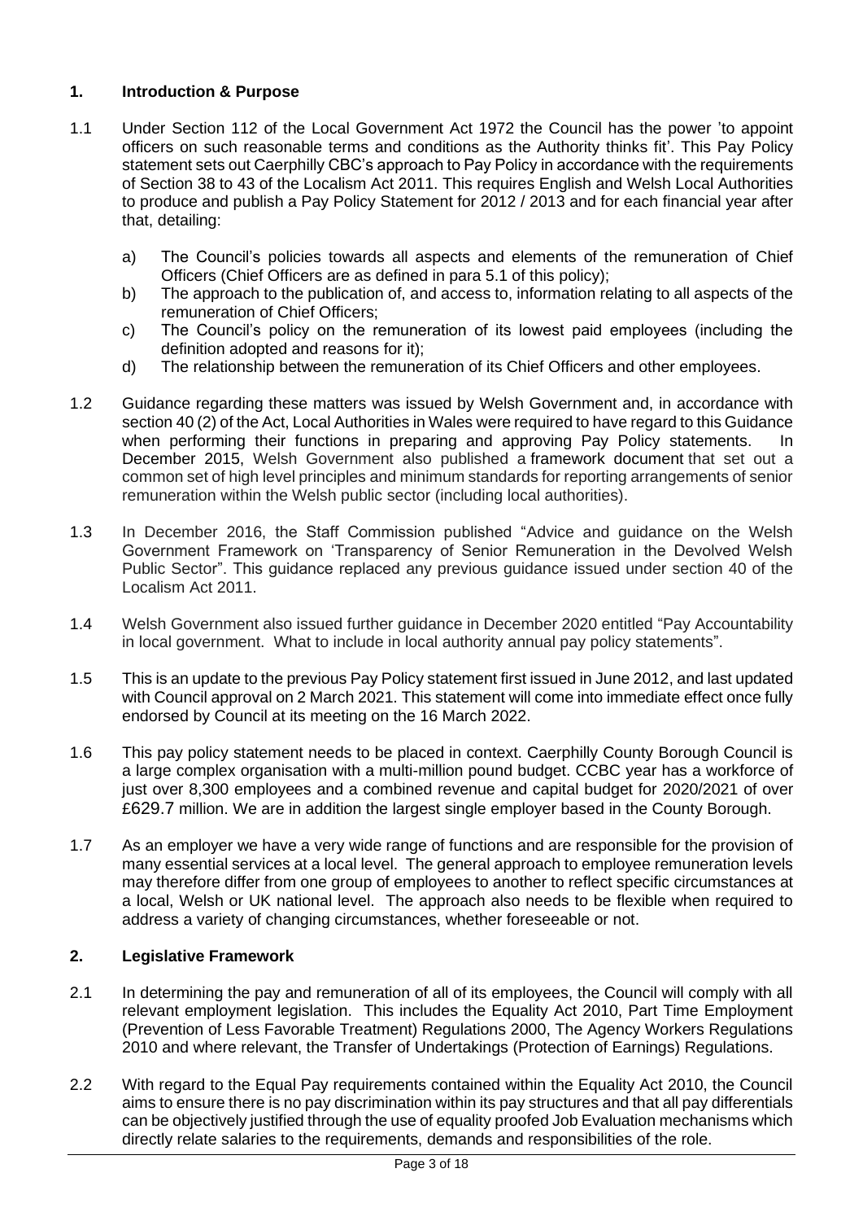## 1. Introduction & Purpose

1.1 Under Section 112 of the Local Government Act 1972 the Council has the power 'to appoint officers on such reasonable terms and conditions as the Authority thinks fit'. This Pay Policy statement sets out Caerphilly CBC's approach to Pay Policy in accordance with the requirements of Section 38 to 43 of the Localism Act 2011. This requires English and Welsh Local Authorities to produce and publish a Pay Policy Statement for 2012 / 2013 and for each financial year after that, detailing:

   a) The Council's policies towards all aspects and elements of the remuneration of Chief Officers (Chief Officers are as defined in para 5.1 of this policy);
   b) The approach to the publication of, and access to, information relating to all aspects of the remuneration of Chief Officers;
   c) The Council's policy on the remuneration of its lowest paid employees (including the definition adopted and reasons for it);
   d) The relationship between the remuneration of its Chief Officers and other employees.

1.2 Guidance regarding these matters was issued by Welsh Government and, in accordance with section 40 (2) of the Act, Local Authorities in Wales were required to have regard to this Guidance when performing their functions in preparing and approving Pay Policy statements. In December 2015, Welsh Government also published a framework document that set out a common set of high level principles and minimum standards for reporting arrangements of senior remuneration within the Welsh public sector (including local authorities).

1.3 In December 2016, the Staff Commission published "Advice and guidance on the Welsh Government Framework on 'Transparency of Senior Remuneration in the Devolved Welsh Public Sector". This guidance replaced any previous guidance issued under section 40 of the Localism Act 2011.

1.4 Welsh Government also issued further guidance in December 2020 entitled "Pay Accountability in local government. What to include in local authority annual pay policy statements".

1.5 This is an update to the previous Pay Policy statement first issued in June 2012, and last updated with Council approval on 2 March 2021. This statement will come into immediate effect once fully endorsed by Council at its meeting on the 16 March 2022.

1.6 This pay policy statement needs to be placed in context. Caerphilly County Borough Council is a large complex organisation with a multi-million pound budget. CCBC year has a workforce of just over 8,300 employees and a combined revenue and capital budget for 2020/2021 of over £629.7 million. We are in addition the largest single employer based in the County Borough.

1.7 As an employer we have a very wide range of functions and are responsible for the provision of many essential services at a local level. The general approach to employee remuneration levels may therefore differ from one group of employees to another to reflect specific circumstances at a local, Welsh or UK national level. The approach also needs to be flexible when required to address a variety of changing circumstances, whether foreseeable or not.

## 2. Legislative Framework

2.1 In determining the pay and remuneration of all of its employees, the Council will comply with all relevant employment legislation. This includes the Equality Act 2010, Part Time Employment (Prevention of Less Favorable Treatment) Regulations 2000, The Agency Workers Regulations 2010 and where relevant, the Transfer of Undertakings (Protection of Earnings) Regulations.

2.2 With regard to the Equal Pay requirements contained within the Equality Act 2010, the Council aims to ensure there is no pay discrimination within its pay structures and that all pay differentials can be objectively justified through the use of equality proofed Job Evaluation mechanisms which directly relate salaries to the requirements, demands and responsibilities of the role.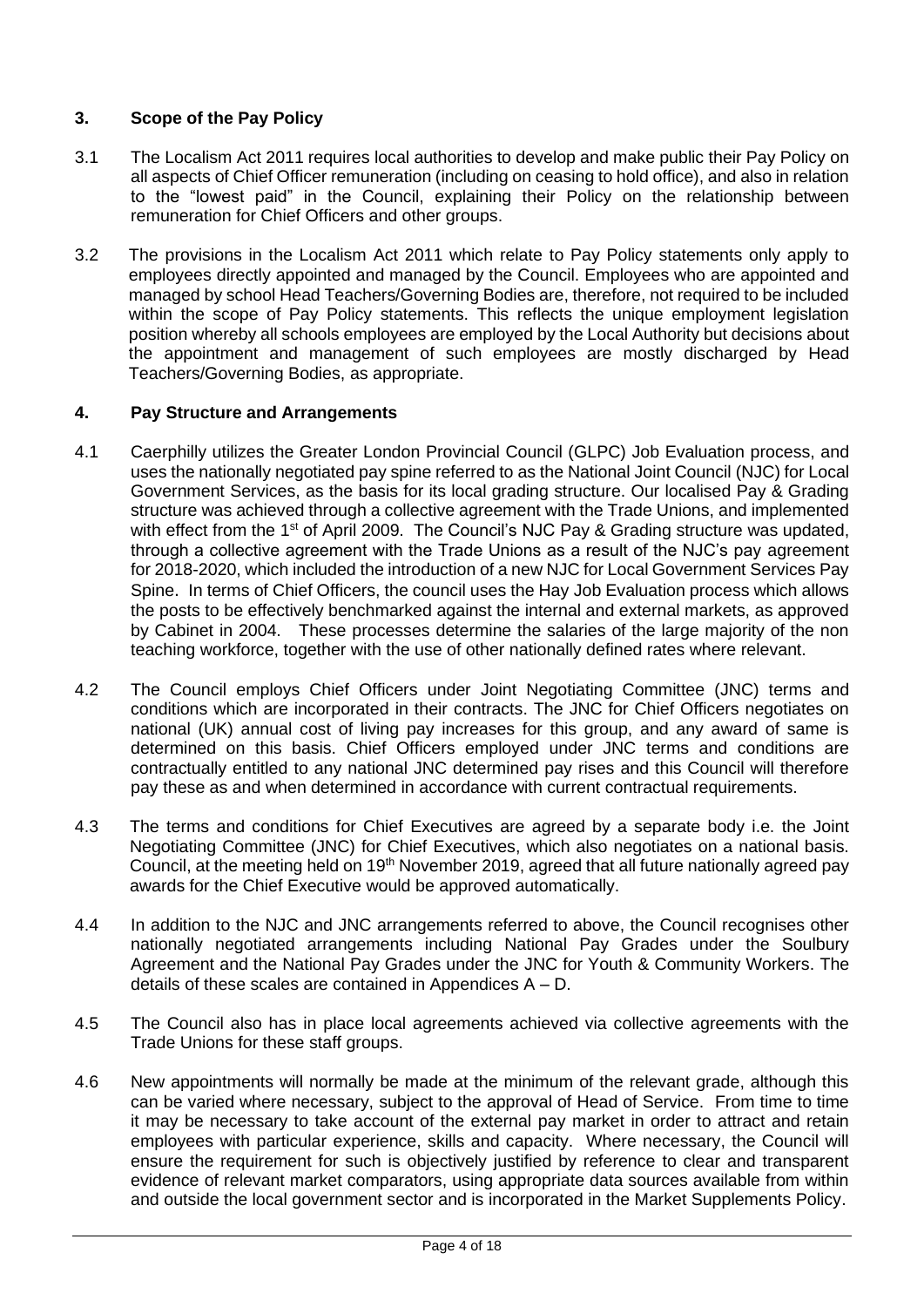## 3. Scope of the Pay Policy

3.1 The Localism Act 2011 requires local authorities to develop and make public their Pay Policy on all aspects of Chief Officer remuneration (including on ceasing to hold office), and also in relation to the "lowest paid" in the Council, explaining their Policy on the relationship between remuneration for Chief Officers and other groups.

3.2 The provisions in the Localism Act 2011 which relate to Pay Policy statements only apply to employees directly appointed and managed by the Council. Employees who are appointed and managed by school Head Teachers/Governing Bodies are, therefore, not required to be included within the scope of Pay Policy statements. This reflects the unique employment legislation position whereby all schools employees are employed by the Local Authority but decisions about the appointment and management of such employees are mostly discharged by Head Teachers/Governing Bodies, as appropriate.

## 4. Pay Structure and Arrangements

4.1 Caerphilly utilizes the Greater London Provincial Council (GLPC) Job Evaluation process, and uses the nationally negotiated pay spine referred to as the National Joint Council (NJC) for Local Government Services, as the basis for its local grading structure. Our localised Pay & Grading structure was achieved through a collective agreement with the Trade Unions, and implemented with effect from the 1st of April 2009. The Council's NJC Pay & Grading structure was updated, through a collective agreement with the Trade Unions as a result of the NJC's pay agreement for 2018-2020, which included the introduction of a new NJC for Local Government Services Pay Spine. In terms of Chief Officers, the council uses the Hay Job Evaluation process which allows the posts to be effectively benchmarked against the internal and external markets, as approved by Cabinet in 2004. These processes determine the salaries of the large majority of the non teaching workforce, together with the use of other nationally defined rates where relevant.

4.2 The Council employs Chief Officers under Joint Negotiating Committee (JNC) terms and conditions which are incorporated in their contracts. The JNC for Chief Officers negotiates on national (UK) annual cost of living pay increases for this group, and any award of same is determined on this basis. Chief Officers employed under JNC terms and conditions are contractually entitled to any national JNC determined pay rises and this Council will therefore pay these as and when determined in accordance with current contractual requirements.

4.3 The terms and conditions for Chief Executives are agreed by a separate body i.e. the Joint Negotiating Committee (JNC) for Chief Executives, which also negotiates on a national basis. Council, at the meeting held on 19th November 2019, agreed that all future nationally agreed pay awards for the Chief Executive would be approved automatically.

4.4 In addition to the NJC and JNC arrangements referred to above, the Council recognises other nationally negotiated arrangements including National Pay Grades under the Soulbury Agreement and the National Pay Grades under the JNC for Youth & Community Workers. The details of these scales are contained in Appendices A – D.

4.5 The Council also has in place local agreements achieved via collective agreements with the Trade Unions for these staff groups.

4.6 New appointments will normally be made at the minimum of the relevant grade, although this can be varied where necessary, subject to the approval of Head of Service. From time to time it may be necessary to take account of the external pay market in order to attract and retain employees with particular experience, skills and capacity. Where necessary, the Council will ensure the requirement for such is objectively justified by reference to clear and transparent evidence of relevant market comparators, using appropriate data sources available from within and outside the local government sector and is incorporated in the Market Supplements Policy.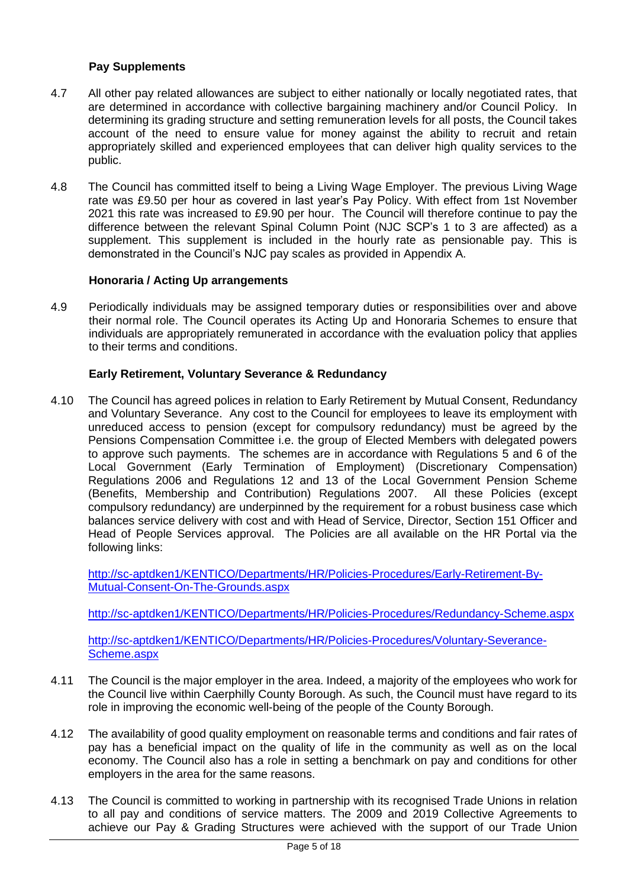### Pay Supplements

4.7 All other pay related allowances are subject to either nationally or locally negotiated rates, that are determined in accordance with collective bargaining machinery and/or Council Policy. In determining its grading structure and setting remuneration levels for all posts, the Council takes account of the need to ensure value for money against the ability to recruit and retain appropriately skilled and experienced employees that can deliver high quality services to the public.

4.8 The Council has committed itself to being a Living Wage Employer. The previous Living Wage rate was £9.50 per hour as covered in last year's Pay Policy. With effect from 1st November 2021 this rate was increased to £9.90 per hour. The Council will therefore continue to pay the difference between the relevant Spinal Column Point (NJC SCP's 1 to 3 are affected) as a supplement. This supplement is included in the hourly rate as pensionable pay. This is demonstrated in the Council's NJC pay scales as provided in Appendix A.

### Honoraria / Acting Up arrangements

4.9 Periodically individuals may be assigned temporary duties or responsibilities over and above their normal role. The Council operates its Acting Up and Honoraria Schemes to ensure that individuals are appropriately remunerated in accordance with the evaluation policy that applies to their terms and conditions.

### Early Retirement, Voluntary Severance & Redundancy

4.10 The Council has agreed polices in relation to Early Retirement by Mutual Consent, Redundancy and Voluntary Severance. Any cost to the Council for employees to leave its employment with unreduced access to pension (except for compulsory redundancy) must be agreed by the Pensions Compensation Committee i.e. the group of Elected Members with delegated powers to approve such payments. The schemes are in accordance with Regulations 5 and 6 of the Local Government (Early Termination of Employment) (Discretionary Compensation) Regulations 2006 and Regulations 12 and 13 of the Local Government Pension Scheme (Benefits, Membership and Contribution) Regulations 2007. All these Policies (except compulsory redundancy) are underpinned by the requirement for a robust business case which balances service delivery with cost and with Head of Service, Director, Section 151 Officer and Head of People Services approval. The Policies are all available on the HR Portal via the following links:

http://sc-aptdken1/KENTICO/Departments/HR/Policies-Procedures/Early-Retirement-By-Mutual-Consent-On-The-Grounds.aspx

http://sc-aptdken1/KENTICO/Departments/HR/Policies-Procedures/Redundancy-Scheme.aspx

http://sc-aptdken1/KENTICO/Departments/HR/Policies-Procedures/Voluntary-Severance-Scheme.aspx

4.11 The Council is the major employer in the area. Indeed, a majority of the employees who work for the Council live within Caerphilly County Borough. As such, the Council must have regard to its role in improving the economic well-being of the people of the County Borough.

4.12 The availability of good quality employment on reasonable terms and conditions and fair rates of pay has a beneficial impact on the quality of life in the community as well as on the local economy. The Council also has a role in setting a benchmark on pay and conditions for other employers in the area for the same reasons.

4.13 The Council is committed to working in partnership with its recognised Trade Unions in relation to all pay and conditions of service matters. The 2009 and 2019 Collective Agreements to achieve our Pay & Grading Structures were achieved with the support of our Trade Union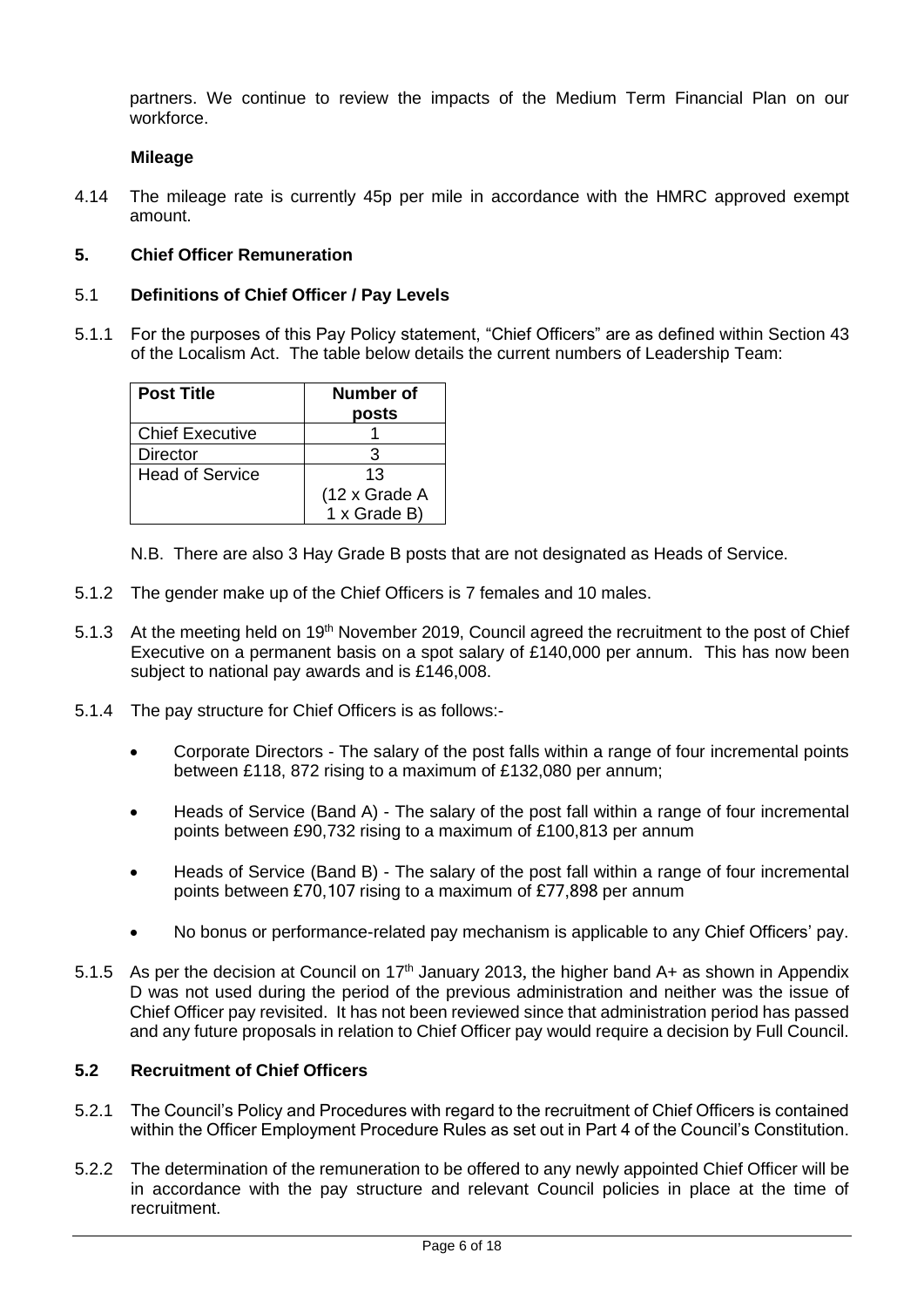partners. We continue to review the impacts of the Medium Term Financial Plan on our workforce.

**Mileage**

4.14 The mileage rate is currently 45p per mile in accordance with the HMRC approved exempt amount.

## 5. Chief Officer Remuneration

### 5.1 Definitions of Chief Officer / Pay Levels

5.1.1 For the purposes of this Pay Policy statement, "Chief Officers" are as defined within Section 43 of the Localism Act. The table below details the current numbers of Leadership Team:

| Post Title | Number of posts |
|---|---|
| Chief Executive | 1 |
| Director | 3 |
| Head of Service | 13 (12 x Grade A 1 x Grade B) |

N.B. There are also 3 Hay Grade B posts that are not designated as Heads of Service.

5.1.2 The gender make up of the Chief Officers is 7 females and 10 males.

5.1.3 At the meeting held on 19th November 2019, Council agreed the recruitment to the post of Chief Executive on a permanent basis on a spot salary of £140,000 per annum. This has now been subject to national pay awards and is £146,008.

5.1.4 The pay structure for Chief Officers is as follows:-

- Corporate Directors - The salary of the post falls within a range of four incremental points between £118, 872 rising to a maximum of £132,080 per annum;
- Heads of Service (Band A) - The salary of the post fall within a range of four incremental points between £90,732 rising to a maximum of £100,813 per annum
- Heads of Service (Band B) - The salary of the post fall within a range of four incremental points between £70,107 rising to a maximum of £77,898 per annum
- No bonus or performance-related pay mechanism is applicable to any Chief Officers' pay.

5.1.5 As per the decision at Council on 17th January 2013, the higher band A+ as shown in Appendix D was not used during the period of the previous administration and neither was the issue of Chief Officer pay revisited. It has not been reviewed since that administration period has passed and any future proposals in relation to Chief Officer pay would require a decision by Full Council.

### 5.2 Recruitment of Chief Officers

5.2.1 The Council's Policy and Procedures with regard to the recruitment of Chief Officers is contained within the Officer Employment Procedure Rules as set out in Part 4 of the Council's Constitution.

5.2.2 The determination of the remuneration to be offered to any newly appointed Chief Officer will be in accordance with the pay structure and relevant Council policies in place at the time of recruitment.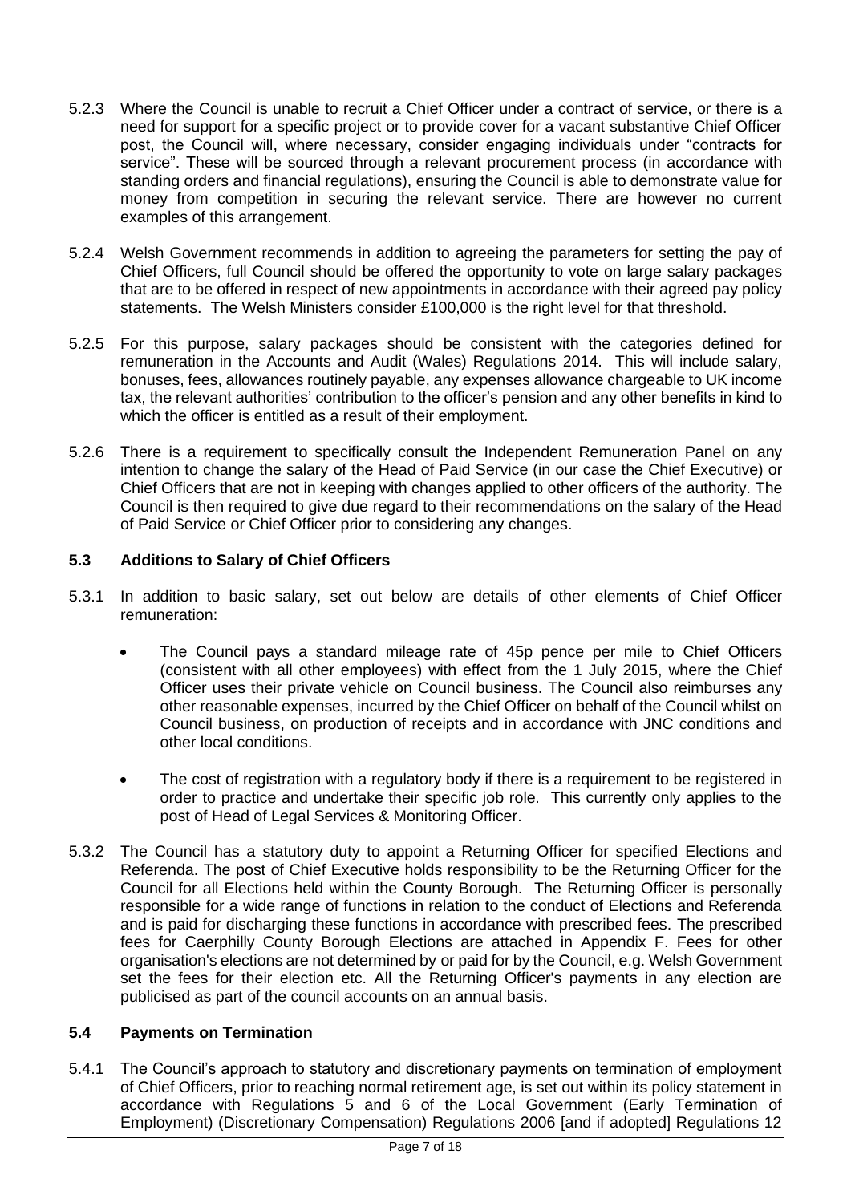5.2.3 Where the Council is unable to recruit a Chief Officer under a contract of service, or there is a need for support for a specific project or to provide cover for a vacant substantive Chief Officer post, the Council will, where necessary, consider engaging individuals under "contracts for service". These will be sourced through a relevant procurement process (in accordance with standing orders and financial regulations), ensuring the Council is able to demonstrate value for money from competition in securing the relevant service. There are however no current examples of this arrangement.

5.2.4 Welsh Government recommends in addition to agreeing the parameters for setting the pay of Chief Officers, full Council should be offered the opportunity to vote on large salary packages that are to be offered in respect of new appointments in accordance with their agreed pay policy statements. The Welsh Ministers consider £100,000 is the right level for that threshold.

5.2.5 For this purpose, salary packages should be consistent with the categories defined for remuneration in the Accounts and Audit (Wales) Regulations 2014. This will include salary, bonuses, fees, allowances routinely payable, any expenses allowance chargeable to UK income tax, the relevant authorities' contribution to the officer's pension and any other benefits in kind to which the officer is entitled as a result of their employment.

5.2.6 There is a requirement to specifically consult the Independent Remuneration Panel on any intention to change the salary of the Head of Paid Service (in our case the Chief Executive) or Chief Officers that are not in keeping with changes applied to other officers of the authority. The Council is then required to give due regard to their recommendations on the salary of the Head of Paid Service or Chief Officer prior to considering any changes.

### 5.3 Additions to Salary of Chief Officers

5.3.1 In addition to basic salary, set out below are details of other elements of Chief Officer remuneration:

- The Council pays a standard mileage rate of 45p pence per mile to Chief Officers (consistent with all other employees) with effect from the 1 July 2015, where the Chief Officer uses their private vehicle on Council business. The Council also reimburses any other reasonable expenses, incurred by the Chief Officer on behalf of the Council whilst on Council business, on production of receipts and in accordance with JNC conditions and other local conditions.

- The cost of registration with a regulatory body if there is a requirement to be registered in order to practice and undertake their specific job role. This currently only applies to the post of Head of Legal Services & Monitoring Officer.

5.3.2 The Council has a statutory duty to appoint a Returning Officer for specified Elections and Referenda. The post of Chief Executive holds responsibility to be the Returning Officer for the Council for all Elections held within the County Borough. The Returning Officer is personally responsible for a wide range of functions in relation to the conduct of Elections and Referenda and is paid for discharging these functions in accordance with prescribed fees. The prescribed fees for Caerphilly County Borough Elections are attached in Appendix F. Fees for other organisation's elections are not determined by or paid for by the Council, e.g. Welsh Government set the fees for their election etc. All the Returning Officer's payments in any election are publicised as part of the council accounts on an annual basis.

### 5.4 Payments on Termination

5.4.1 The Council's approach to statutory and discretionary payments on termination of employment of Chief Officers, prior to reaching normal retirement age, is set out within its policy statement in accordance with Regulations 5 and 6 of the Local Government (Early Termination of Employment) (Discretionary Compensation) Regulations 2006 [and if adopted] Regulations 12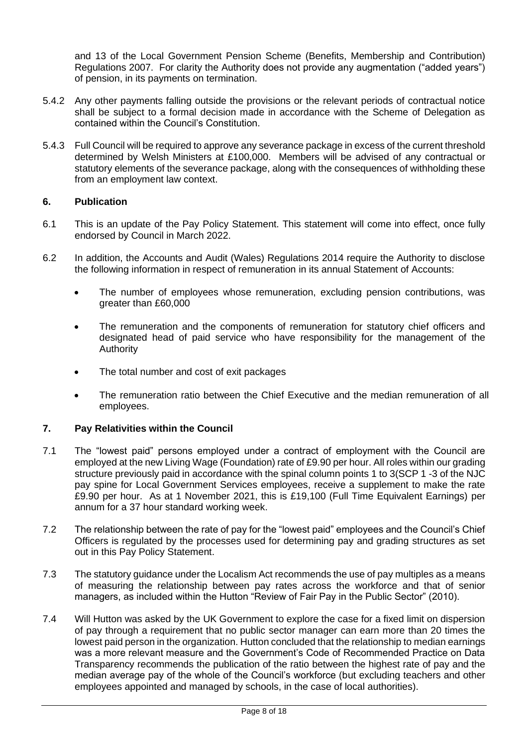and 13 of the Local Government Pension Scheme (Benefits, Membership and Contribution) Regulations 2007. For clarity the Authority does not provide any augmentation ("added years") of pension, in its payments on termination.

5.4.2 Any other payments falling outside the provisions or the relevant periods of contractual notice shall be subject to a formal decision made in accordance with the Scheme of Delegation as contained within the Council's Constitution.

5.4.3 Full Council will be required to approve any severance package in excess of the current threshold determined by Welsh Ministers at £100,000. Members will be advised of any contractual or statutory elements of the severance package, along with the consequences of withholding these from an employment law context.

## 6. Publication

6.1 This is an update of the Pay Policy Statement. This statement will come into effect, once fully endorsed by Council in March 2022.

6.2 In addition, the Accounts and Audit (Wales) Regulations 2014 require the Authority to disclose the following information in respect of remuneration in its annual Statement of Accounts:

- The number of employees whose remuneration, excluding pension contributions, was greater than £60,000
- The remuneration and the components of remuneration for statutory chief officers and designated head of paid service who have responsibility for the management of the Authority
- The total number and cost of exit packages
- The remuneration ratio between the Chief Executive and the median remuneration of all employees.

## 7. Pay Relativities within the Council

7.1 The "lowest paid" persons employed under a contract of employment with the Council are employed at the new Living Wage (Foundation) rate of £9.90 per hour. All roles within our grading structure previously paid in accordance with the spinal column points 1 to 3(SCP 1 -3 of the NJC pay spine for Local Government Services employees, receive a supplement to make the rate £9.90 per hour. As at 1 November 2021, this is £19,100 (Full Time Equivalent Earnings) per annum for a 37 hour standard working week.

7.2 The relationship between the rate of pay for the "lowest paid" employees and the Council's Chief Officers is regulated by the processes used for determining pay and grading structures as set out in this Pay Policy Statement.

7.3 The statutory guidance under the Localism Act recommends the use of pay multiples as a means of measuring the relationship between pay rates across the workforce and that of senior managers, as included within the Hutton "Review of Fair Pay in the Public Sector" (2010).

7.4 Will Hutton was asked by the UK Government to explore the case for a fixed limit on dispersion of pay through a requirement that no public sector manager can earn more than 20 times the lowest paid person in the organization. Hutton concluded that the relationship to median earnings was a more relevant measure and the Government's Code of Recommended Practice on Data Transparency recommends the publication of the ratio between the highest rate of pay and the median average pay of the whole of the Council's workforce (but excluding teachers and other employees appointed and managed by schools, in the case of local authorities).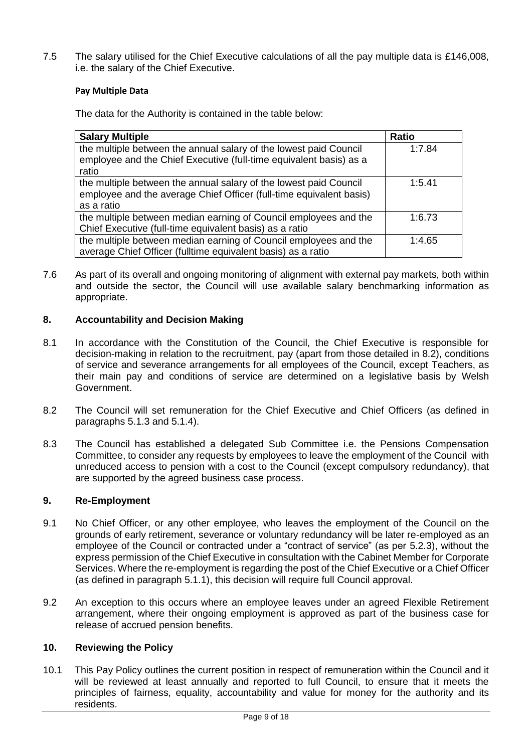7.5 The salary utilised for the Chief Executive calculations of all the pay multiple data is £146,008, i.e. the salary of the Chief Executive.

**Pay Multiple Data**

The data for the Authority is contained in the table below:

| Salary Multiple | Ratio |
|---|---|
| the multiple between the annual salary of the lowest paid Council employee and the Chief Executive (full-time equivalent basis) as a ratio | 1:7.84 |
| the multiple between the annual salary of the lowest paid Council employee and the average Chief Officer (full-time equivalent basis) as a ratio | 1:5.41 |
| the multiple between median earning of Council employees and the Chief Executive (full-time equivalent basis) as a ratio | 1:6.73 |
| the multiple between median earning of Council employees and the average Chief Officer (fulltime equivalent basis) as a ratio | 1:4.65 |

7.6 As part of its overall and ongoing monitoring of alignment with external pay markets, both within and outside the sector, the Council will use available salary benchmarking information as appropriate.

## 8. Accountability and Decision Making

8.1 In accordance with the Constitution of the Council, the Chief Executive is responsible for decision-making in relation to the recruitment, pay (apart from those detailed in 8.2), conditions of service and severance arrangements for all employees of the Council, except Teachers, as their main pay and conditions of service are determined on a legislative basis by Welsh Government.

8.2 The Council will set remuneration for the Chief Executive and Chief Officers (as defined in paragraphs 5.1.3 and 5.1.4).

8.3 The Council has established a delegated Sub Committee i.e. the Pensions Compensation Committee, to consider any requests by employees to leave the employment of the Council with unreduced access to pension with a cost to the Council (except compulsory redundancy), that are supported by the agreed business case process.

## 9. Re-Employment

9.1 No Chief Officer, or any other employee, who leaves the employment of the Council on the grounds of early retirement, severance or voluntary redundancy will be later re-employed as an employee of the Council or contracted under a "contract of service" (as per 5.2.3), without the express permission of the Chief Executive in consultation with the Cabinet Member for Corporate Services. Where the re-employment is regarding the post of the Chief Executive or a Chief Officer (as defined in paragraph 5.1.1), this decision will require full Council approval.

9.2 An exception to this occurs where an employee leaves under an agreed Flexible Retirement arrangement, where their ongoing employment is approved as part of the business case for release of accrued pension benefits.

## 10. Reviewing the Policy

10.1 This Pay Policy outlines the current position in respect of remuneration within the Council and it will be reviewed at least annually and reported to full Council, to ensure that it meets the principles of fairness, equality, accountability and value for money for the authority and its residents.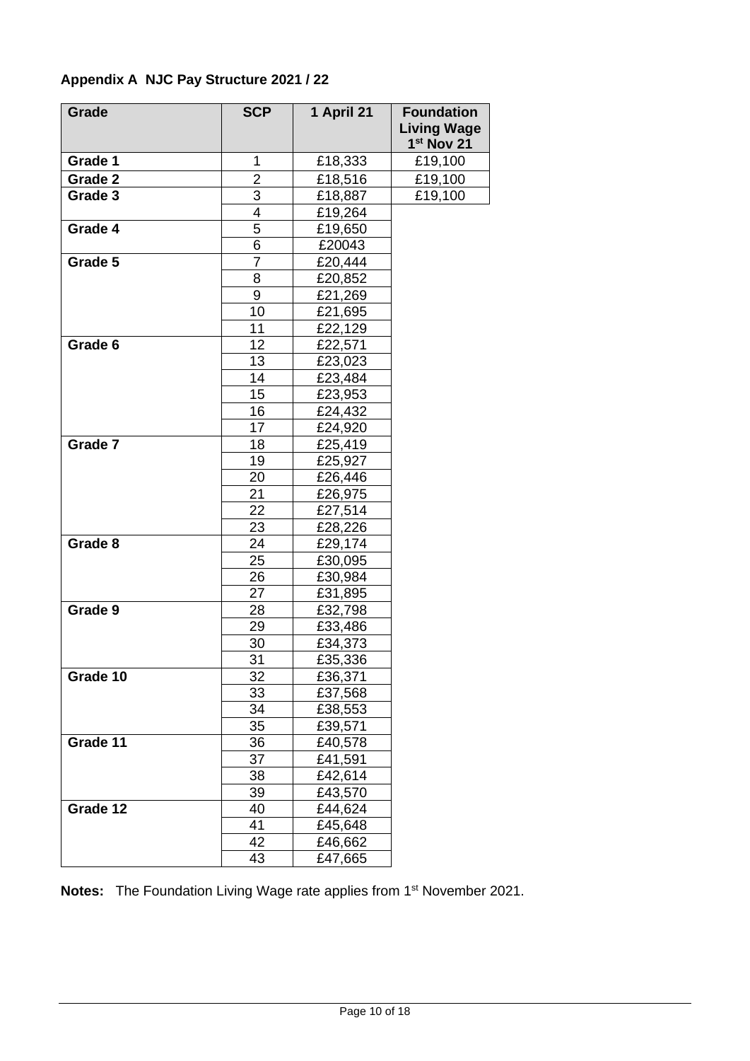**Appendix A NJC Pay Structure 2021 / 22**

| Grade | SCP | 1 April 21 | Foundation Living Wage 1st Nov 21 |
|---|---|---|---|
| Grade 1 | 1 | £18,333 | £19,100 |
| Grade 2 | 2 | £18,516 | £19,100 |
| Grade 3 | 3 | £18,887 | £19,100 |
| | 4 | £19,264 | |
| Grade 4 | 5 | £19,650 | |
| | 6 | £20043 | |
| Grade 5 | 7 | £20,444 | |
| | 8 | £20,852 | |
| | 9 | £21,269 | |
| | 10 | £21,695 | |
| | 11 | £22,129 | |
| Grade 6 | 12 | £22,571 | |
| | 13 | £23,023 | |
| | 14 | £23,484 | |
| | 15 | £23,953 | |
| | 16 | £24,432 | |
| | 17 | £24,920 | |
| Grade 7 | 18 | £25,419 | |
| | 19 | £25,927 | |
| | 20 | £26,446 | |
| | 21 | £26,975 | |
| | 22 | £27,514 | |
| | 23 | £28,226 | |
| Grade 8 | 24 | £29,174 | |
| | 25 | £30,095 | |
| | 26 | £30,984 | |
| | 27 | £31,895 | |
| Grade 9 | 28 | £32,798 | |
| | 29 | £33,486 | |
| | 30 | £34,373 | |
| | 31 | £35,336 | |
| Grade 10 | 32 | £36,371 | |
| | 33 | £37,568 | |
| | 34 | £38,553 | |
| | 35 | £39,571 | |
| Grade 11 | 36 | £40,578 | |
| | 37 | £41,591 | |
| | 38 | £42,614 | |
| | 39 | £43,570 | |
| Grade 12 | 40 | £44,624 | |
| | 41 | £45,648 | |
| | 42 | £46,662 | |
| | 43 | £47,665 | |

**Notes:** The Foundation Living Wage rate applies from 1st November 2021.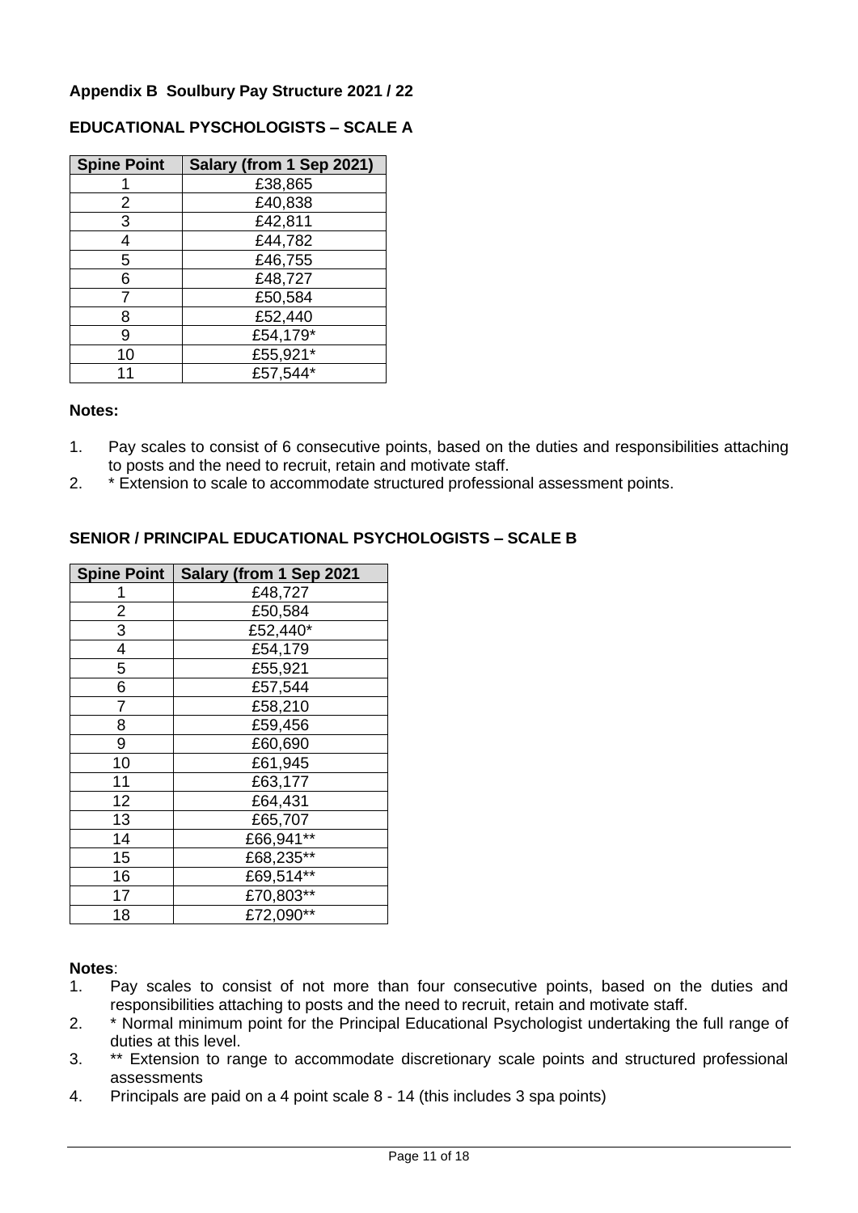**Appendix B Soulbury Pay Structure 2021 / 22**

**EDUCATIONAL PYSCHOLOGISTS – SCALE A**

| Spine Point | Salary (from 1 Sep 2021) |
|---|---|
| 1 | £38,865 |
| 2 | £40,838 |
| 3 | £42,811 |
| 4 | £44,782 |
| 5 | £46,755 |
| 6 | £48,727 |
| 7 | £50,584 |
| 8 | £52,440 |
| 9 | £54,179* |
| 10 | £55,921* |
| 11 | £57,544* |

**Notes:**

1. Pay scales to consist of 6 consecutive points, based on the duties and responsibilities attaching to posts and the need to recruit, retain and motivate staff.
2. * Extension to scale to accommodate structured professional assessment points.

**SENIOR / PRINCIPAL EDUCATIONAL PSYCHOLOGISTS – SCALE B**

| Spine Point | Salary (from 1 Sep 2021 |
|---|---|
| 1 | £48,727 |
| 2 | £50,584 |
| 3 | £52,440* |
| 4 | £54,179 |
| 5 | £55,921 |
| 6 | £57,544 |
| 7 | £58,210 |
| 8 | £59,456 |
| 9 | £60,690 |
| 10 | £61,945 |
| 11 | £63,177 |
| 12 | £64,431 |
| 13 | £65,707 |
| 14 | £66,941** |
| 15 | £68,235** |
| 16 | £69,514** |
| 17 | £70,803** |
| 18 | £72,090** |

**Notes**:

1. Pay scales to consist of not more than four consecutive points, based on the duties and responsibilities attaching to posts and the need to recruit, retain and motivate staff.
2. * Normal minimum point for the Principal Educational Psychologist undertaking the full range of duties at this level.
3. ** Extension to range to accommodate discretionary scale points and structured professional assessments
4. Principals are paid on a 4 point scale 8 - 14 (this includes 3 spa points)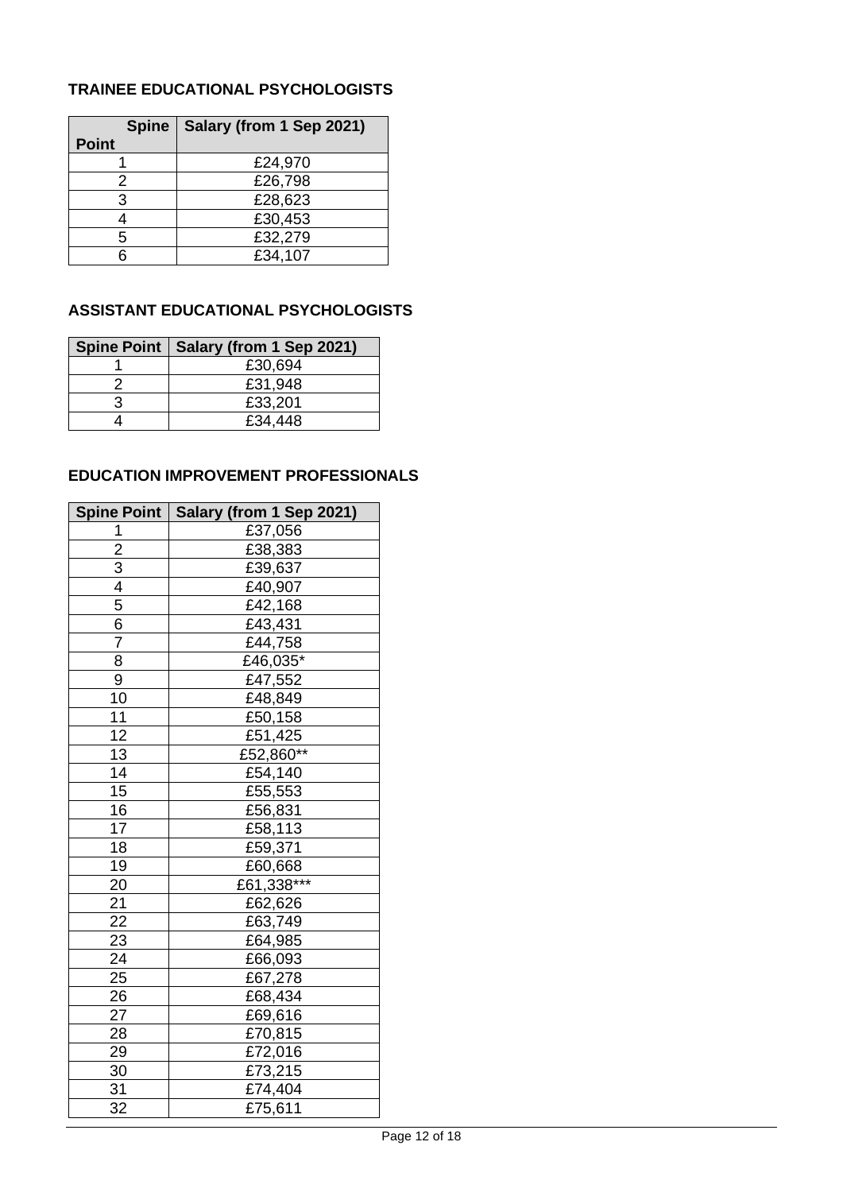### TRAINEE EDUCATIONAL PSYCHOLOGISTS

| Spine Point | Salary (from 1 Sep 2021) |
|---|---|
| 1 | £24,970 |
| 2 | £26,798 |
| 3 | £28,623 |
| 4 | £30,453 |
| 5 | £32,279 |
| 6 | £34,107 |

### ASSISTANT EDUCATIONAL PSYCHOLOGISTS

| Spine Point | Salary (from 1 Sep 2021) |
|---|---|
| 1 | £30,694 |
| 2 | £31,948 |
| 3 | £33,201 |
| 4 | £34,448 |

### EDUCATION IMPROVEMENT PROFESSIONALS

| Spine Point | Salary (from 1 Sep 2021) |
|---|---|
| 1 | £37,056 |
| 2 | £38,383 |
| 3 | £39,637 |
| 4 | £40,907 |
| 5 | £42,168 |
| 6 | £43,431 |
| 7 | £44,758 |
| 8 | £46,035* |
| 9 | £47,552 |
| 10 | £48,849 |
| 11 | £50,158 |
| 12 | £51,425 |
| 13 | £52,860** |
| 14 | £54,140 |
| 15 | £55,553 |
| 16 | £56,831 |
| 17 | £58,113 |
| 18 | £59,371 |
| 19 | £60,668 |
| 20 | £61,338*** |
| 21 | £62,626 |
| 22 | £63,749 |
| 23 | £64,985 |
| 24 | £66,093 |
| 25 | £67,278 |
| 26 | £68,434 |
| 27 | £69,616 |
| 28 | £70,815 |
| 29 | £72,016 |
| 30 | £73,215 |
| 31 | £74,404 |
| 32 | £75,611 |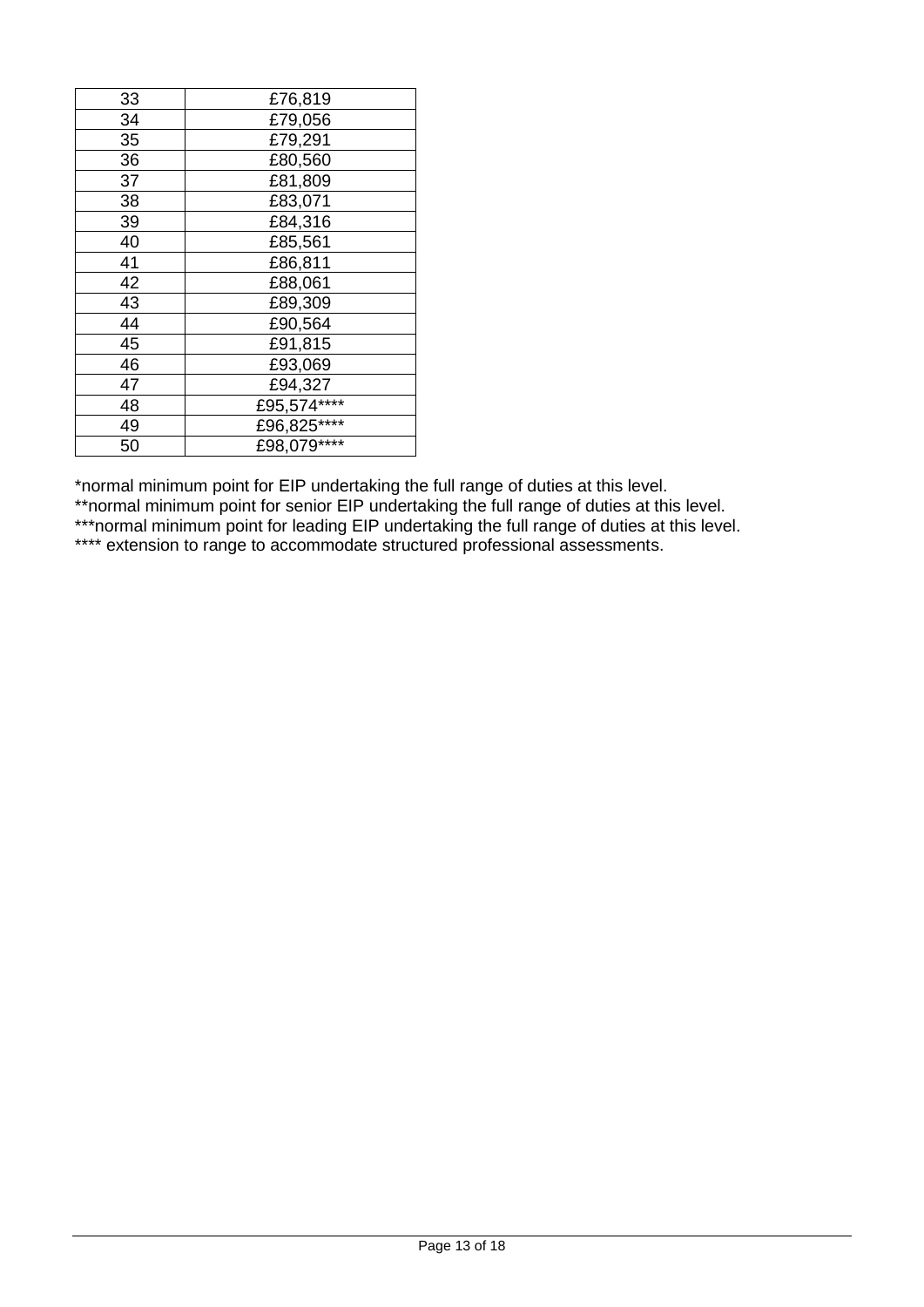| 33 | £76,819 |
|---|---|
| 34 | £79,056 |
| 35 | £79,291 |
| 36 | £80,560 |
| 37 | £81,809 |
| 38 | £83,071 |
| 39 | £84,316 |
| 40 | £85,561 |
| 41 | £86,811 |
| 42 | £88,061 |
| 43 | £89,309 |
| 44 | £90,564 |
| 45 | £91,815 |
| 46 | £93,069 |
| 47 | £94,327 |
| 48 | £95,574**** |
| 49 | £96,825**** |
| 50 | £98,079**** |

*normal minimum point for EIP undertaking the full range of duties at this level.
**normal minimum point for senior EIP undertaking the full range of duties at this level.
***normal minimum point for leading EIP undertaking the full range of duties at this level.
**** extension to range to accommodate structured professional assessments.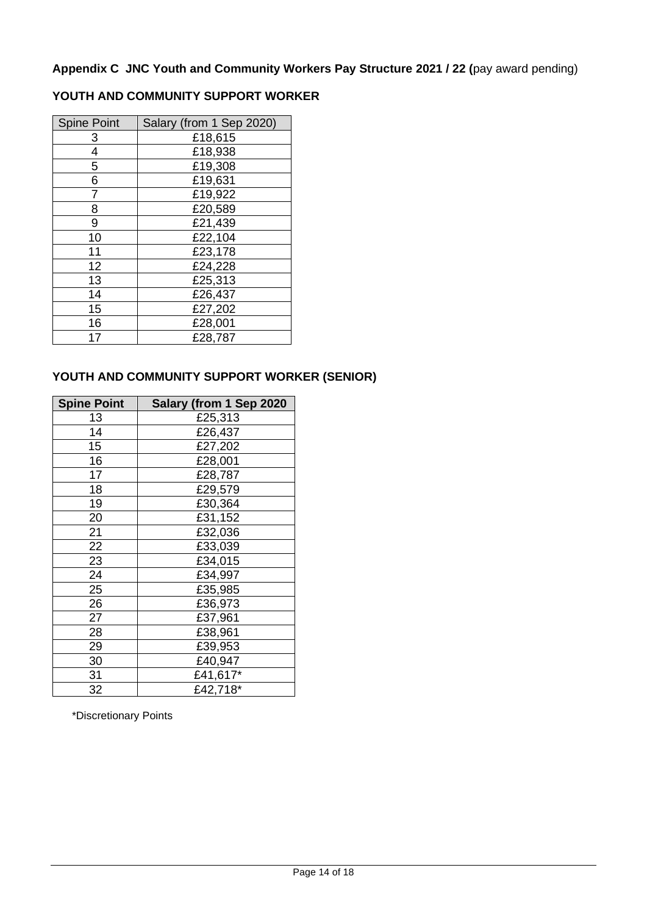**Appendix C JNC Youth and Community Workers Pay Structure 2021 / 22 (**pay award pending)

**YOUTH AND COMMUNITY SUPPORT WORKER**

| Spine Point | Salary (from 1 Sep 2020) |
|---|---|
| 3 | £18,615 |
| 4 | £18,938 |
| 5 | £19,308 |
| 6 | £19,631 |
| 7 | £19,922 |
| 8 | £20,589 |
| 9 | £21,439 |
| 10 | £22,104 |
| 11 | £23,178 |
| 12 | £24,228 |
| 13 | £25,313 |
| 14 | £26,437 |
| 15 | £27,202 |
| 16 | £28,001 |
| 17 | £28,787 |

**YOUTH AND COMMUNITY SUPPORT WORKER (SENIOR)**

| **Spine Point** | **Salary (from 1 Sep 2020** |
|---|---|
| 13 | £25,313 |
| 14 | £26,437 |
| 15 | £27,202 |
| 16 | £28,001 |
| 17 | £28,787 |
| 18 | £29,579 |
| 19 | £30,364 |
| 20 | £31,152 |
| 21 | £32,036 |
| 22 | £33,039 |
| 23 | £34,015 |
| 24 | £34,997 |
| 25 | £35,985 |
| 26 | £36,973 |
| 27 | £37,961 |
| 28 | £38,961 |
| 29 | £39,953 |
| 30 | £40,947 |
| 31 | £41,617* |
| 32 | £42,718* |

*Discretionary Points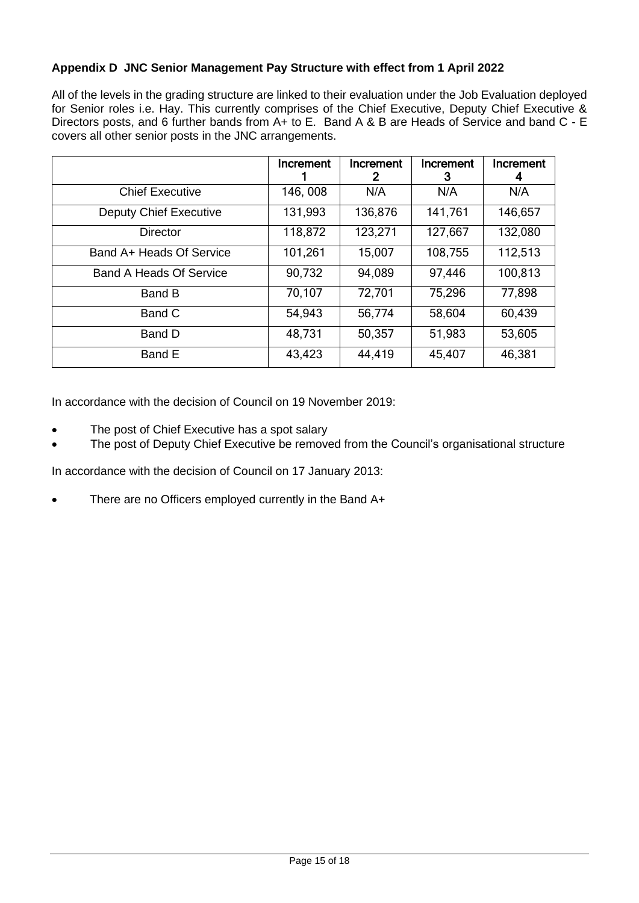**Appendix D JNC Senior Management Pay Structure with effect from 1 April 2022**

All of the levels in the grading structure are linked to their evaluation under the Job Evaluation deployed for Senior roles i.e. Hay. This currently comprises of the Chief Executive, Deputy Chief Executive & Directors posts, and 6 further bands from A+ to E. Band A & B are Heads of Service and band C - E covers all other senior posts in the JNC arrangements.

| | Increment 1 | Increment 2 | Increment 3 | Increment 4 |
|---|---|---|---|---|
| Chief Executive | 146, 008 | N/A | N/A | N/A |
| Deputy Chief Executive | 131,993 | 136,876 | 141,761 | 146,657 |
| Director | 118,872 | 123,271 | 127,667 | 132,080 |
| Band A+ Heads Of Service | 101,261 | 15,007 | 108,755 | 112,513 |
| Band A Heads Of Service | 90,732 | 94,089 | 97,446 | 100,813 |
| Band B | 70,107 | 72,701 | 75,296 | 77,898 |
| Band C | 54,943 | 56,774 | 58,604 | 60,439 |
| Band D | 48,731 | 50,357 | 51,983 | 53,605 |
| Band E | 43,423 | 44,419 | 45,407 | 46,381 |

In accordance with the decision of Council on 19 November 2019:

- The post of Chief Executive has a spot salary
- The post of Deputy Chief Executive be removed from the Council's organisational structure

In accordance with the decision of Council on 17 January 2013:

- There are no Officers employed currently in the Band A+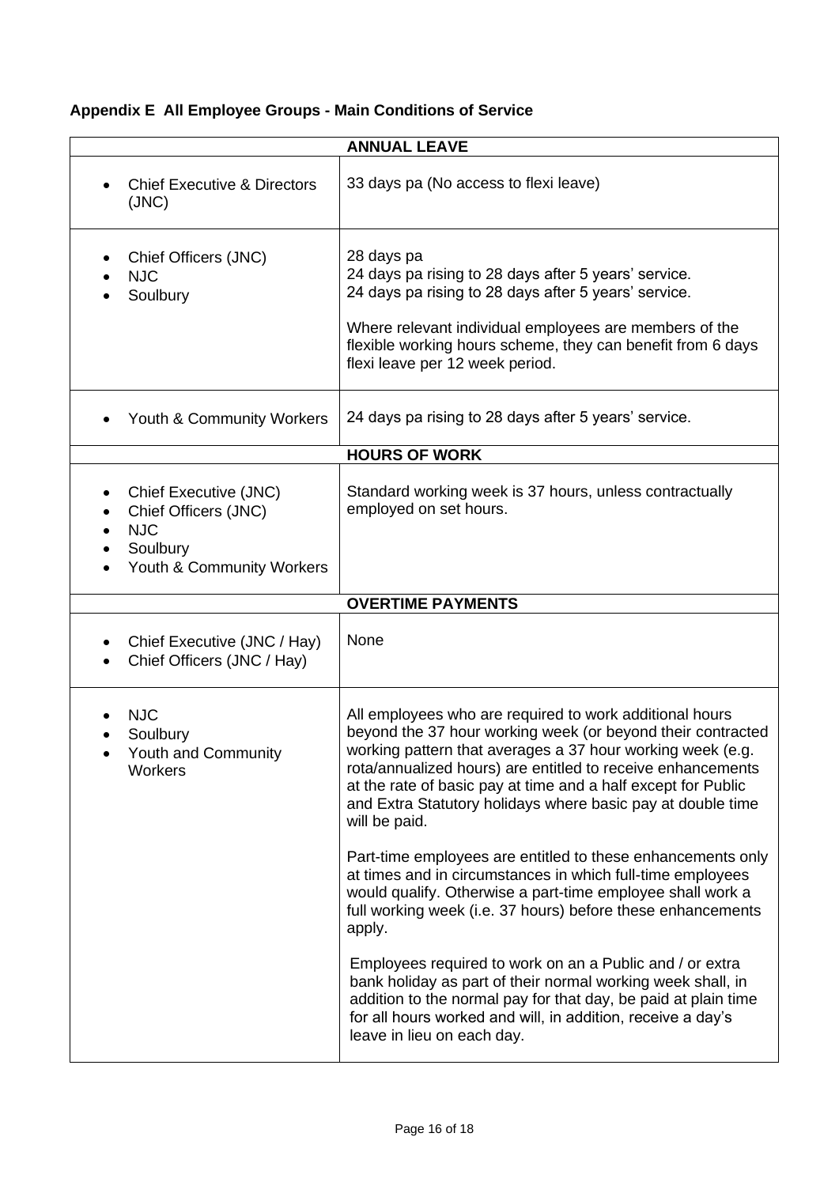### Appendix E All Employee Groups - Main Conditions of Service

| ANNUAL LEAVE | |
|---|---|
| • Chief Executive & Directors (JNC) | 33 days pa (No access to flexi leave) |
| • Chief Officers (JNC)<br>• NJC<br>• Soulbury | 28 days pa<br>24 days pa rising to 28 days after 5 years' service.<br>24 days pa rising to 28 days after 5 years' service.<br><br>Where relevant individual employees are members of the flexible working hours scheme, they can benefit from 6 days flexi leave per 12 week period. |
| • Youth & Community Workers | 24 days pa rising to 28 days after 5 years' service. |
| **HOURS OF WORK** | |
| • Chief Executive (JNC)<br>• Chief Officers (JNC)<br>• NJC<br>• Soulbury<br>• Youth & Community Workers | Standard working week is 37 hours, unless contractually employed on set hours. |
| **OVERTIME PAYMENTS** | |
| • Chief Executive (JNC / Hay)<br>• Chief Officers (JNC / Hay) | None |
| • NJC<br>• Soulbury<br>• Youth and Community Workers | All employees who are required to work additional hours beyond the 37 hour working week (or beyond their contracted working pattern that averages a 37 hour working week (e.g. rota/annualized hours) are entitled to receive enhancements at the rate of basic pay at time and a half except for Public and Extra Statutory holidays where basic pay at double time will be paid.<br><br>Part-time employees are entitled to these enhancements only at times and in circumstances in which full-time employees would qualify. Otherwise a part-time employee shall work a full working week (i.e. 37 hours) before these enhancements apply.<br><br>Employees required to work on an a Public and / or extra bank holiday as part of their normal working week shall, in addition to the normal pay for that day, be paid at plain time for all hours worked and will, in addition, receive a day's leave in lieu on each day. |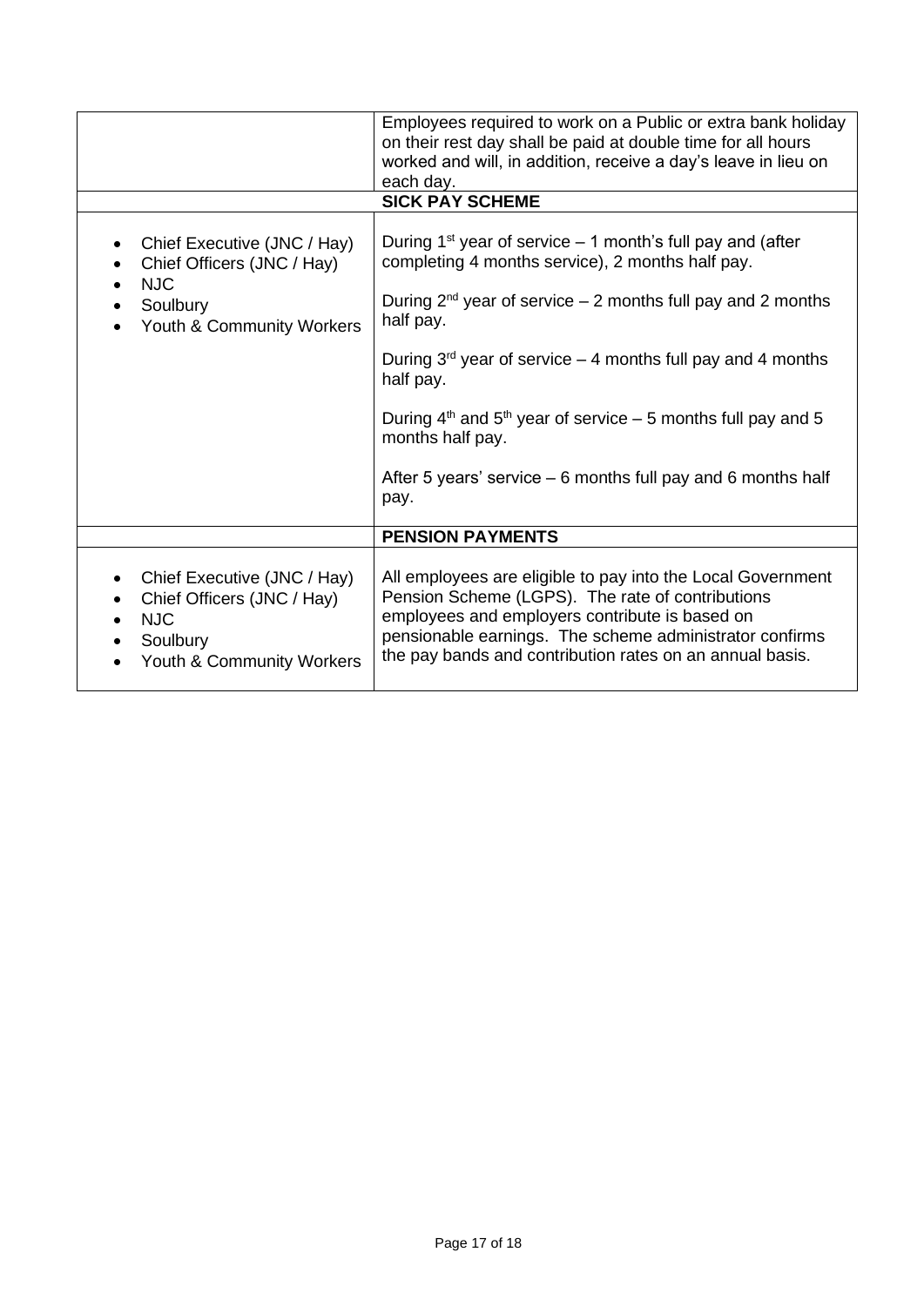| | |
|---|---|
| | Employees required to work on a Public or extra bank holiday on their rest day shall be paid at double time for all hours worked and will, in addition, receive a day's leave in lieu on each day. |
| | **SICK PAY SCHEME** |
| • Chief Executive (JNC / Hay)<br>• Chief Officers (JNC / Hay)<br>• NJC<br>• Soulbury<br>• Youth & Community Workers | During 1st year of service – 1 month's full pay and (after completing 4 months service), 2 months half pay.<br><br>During 2nd year of service – 2 months full pay and 2 months half pay.<br><br>During 3rd year of service – 4 months full pay and 4 months half pay.<br><br>During 4th and 5th year of service – 5 months full pay and 5 months half pay.<br><br>After 5 years' service – 6 months full pay and 6 months half pay. |
| | **PENSION PAYMENTS** |
| • Chief Executive (JNC / Hay)<br>• Chief Officers (JNC / Hay)<br>• NJC<br>• Soulbury<br>• Youth & Community Workers | All employees are eligible to pay into the Local Government Pension Scheme (LGPS). The rate of contributions employees and employers contribute is based on pensionable earnings. The scheme administrator confirms the pay bands and contribution rates on an annual basis. |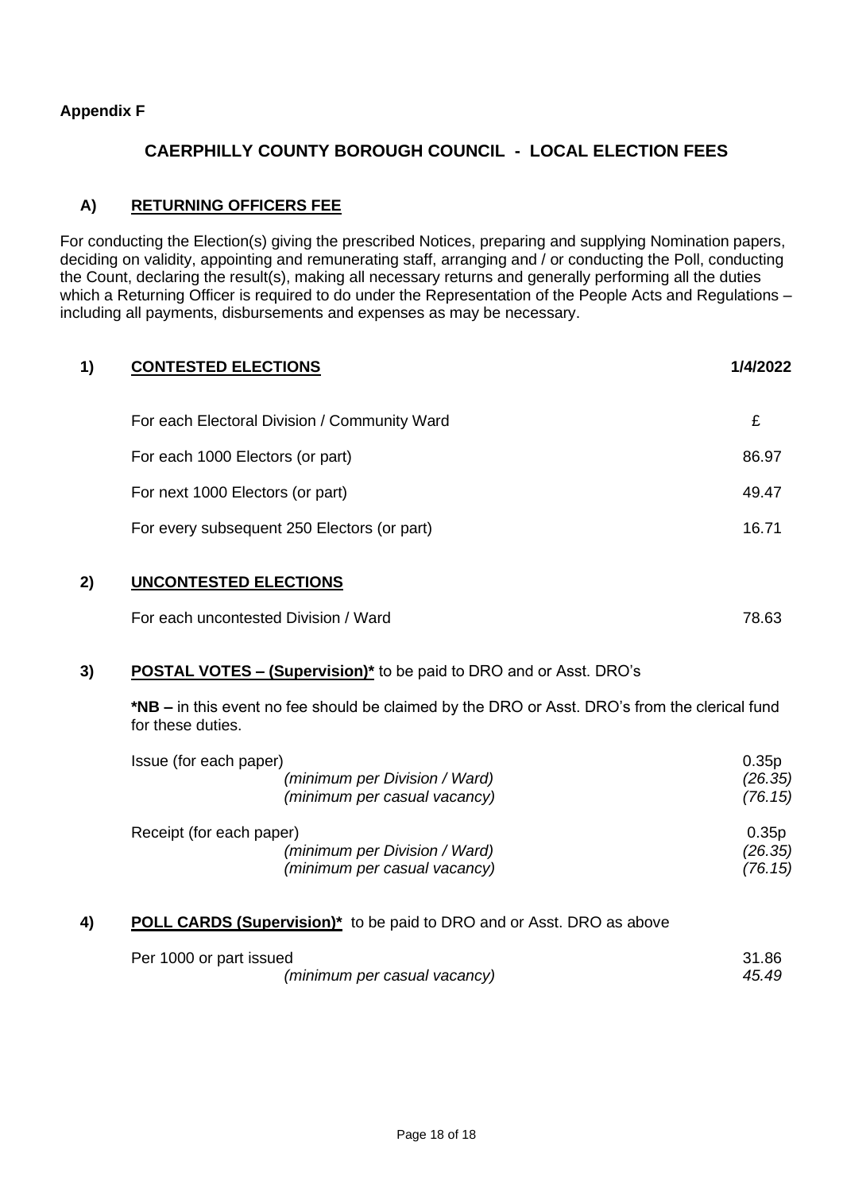**Appendix F**

## CAERPHILLY COUNTY BOROUGH COUNCIL - LOCAL ELECTION FEES

### A) RETURNING OFFICERS FEE

For conducting the Election(s) giving the prescribed Notices, preparing and supplying Nomination papers, deciding on validity, appointing and remunerating staff, arranging and / or conducting the Poll, conducting the Count, declaring the result(s), making all necessary returns and generally performing all the duties which a Returning Officer is required to do under the Representation of the People Acts and Regulations – including all payments, disbursements and expenses as may be necessary.

| | | |
|---|---|---|
| **1)** | **CONTESTED ELECTIONS** | **1/4/2022** |
| | For each Electoral Division / Community Ward | £ |
| | For each 1000 Electors (or part) | 86.97 |
| | For next 1000 Electors (or part) | 49.47 |
| | For every subsequent 250 Electors (or part) | 16.71 |
| **2)** | **UNCONTESTED ELECTIONS** | |
| | For each uncontested Division / Ward | 78.63 |

**3) POSTAL VOTES – (Supervision)*** to be paid to DRO and or Asst. DRO's

**\*NB –** in this event no fee should be claimed by the DRO or Asst. DRO's from the clerical fund for these duties.

| | |
|---|---|
| Issue (for each paper) | 0.35p |
| *(minimum per Division / Ward)* | *(26.35)* |
| *(minimum per casual vacancy)* | *(76.15)* |
| Receipt (for each paper) | 0.35p |
| *(minimum per Division / Ward)* | *(26.35)* |
| *(minimum per casual vacancy)* | *(76.15)* |

**4) POLL CARDS (Supervision)*** to be paid to DRO and or Asst. DRO as above

| | |
|---|---|
| Per 1000 or part issued | 31.86 |
| *(minimum per casual vacancy)* | *45.49* |